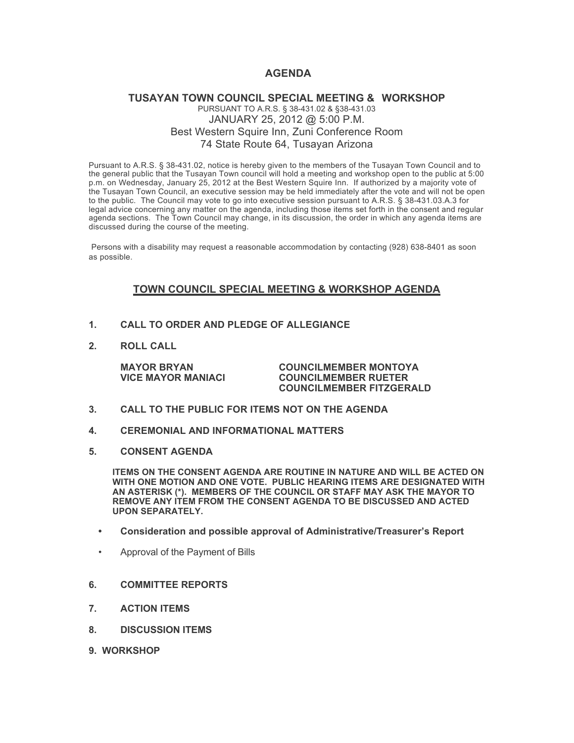# AGENDA

## TUSAYAN TOWN COUNCIL SPECIAL MEETING & WORKSHOP

PURSUANT TO A.R.S. § 38-431.02 & §38-431.03

JANUARY 25, 2012 @ 5:00 P.M.

Best Western Squire Inn, Zuni Conference Room

74 State Route 64, Tusayan Arizona

Pursuant to A.R.S. § 38-431.02, notice is hereby given to the members of the Tusayan Town Council and to the general public that the Tusayan Town council will hold a meeting and workshop open to the public at 5:00 p.m. on Wednesday, January 25, 2012 at the Best Western Squire Inn. If authorized by a majority vote of the Tusayan Town Council, an executive session may be held immediately after the vote and will not be open to the public. The Council may vote to go into executive session pursuant to A.R.S. § 38-431.03.A.3 for legal advice concerning any matter on the agenda, including those items set forth in the consent and regular agenda sections. The Town Council may change, in its discussion, the order in which any agenda items are discussed during the course of the meeting.

Persons with a disability may request a reasonable accommodation by contacting (928) 638-8401 as soon as possible.

## TOWN COUNCIL SPECIAL MEETING & WORKSHOP AGENDA

**1. CALL TO ORDER AND PLEDGE OF ALLEGIANCE**

**2. ROLL CALL**

**MAYOR BRYAN**
**VICE MAYOR MANIACI**
**COUNCILMEMBER MONTOYA**
**COUNCILMEMBER RUETER**
**COUNCILMEMBER FITZGERALD**

**3. CALL TO THE PUBLIC FOR ITEMS NOT ON THE AGENDA**

**4. CEREMONIAL AND INFORMATIONAL MATTERS**

**5. CONSENT AGENDA**

**ITEMS ON THE CONSENT AGENDA ARE ROUTINE IN NATURE AND WILL BE ACTED ON WITH ONE MOTION AND ONE VOTE. PUBLIC HEARING ITEMS ARE DESIGNATED WITH AN ASTERISK (*). MEMBERS OF THE COUNCIL OR STAFF MAY ASK THE MAYOR TO REMOVE ANY ITEM FROM THE CONSENT AGENDA TO BE DISCUSSED AND ACTED UPON SEPARATELY.**

- **Consideration and possible approval of Administrative/Treasurer's Report**
- Approval of the Payment of Bills

**6. COMMITTEE REPORTS**

**7. ACTION ITEMS**

**8. DISCUSSION ITEMS**

**9. WORKSHOP**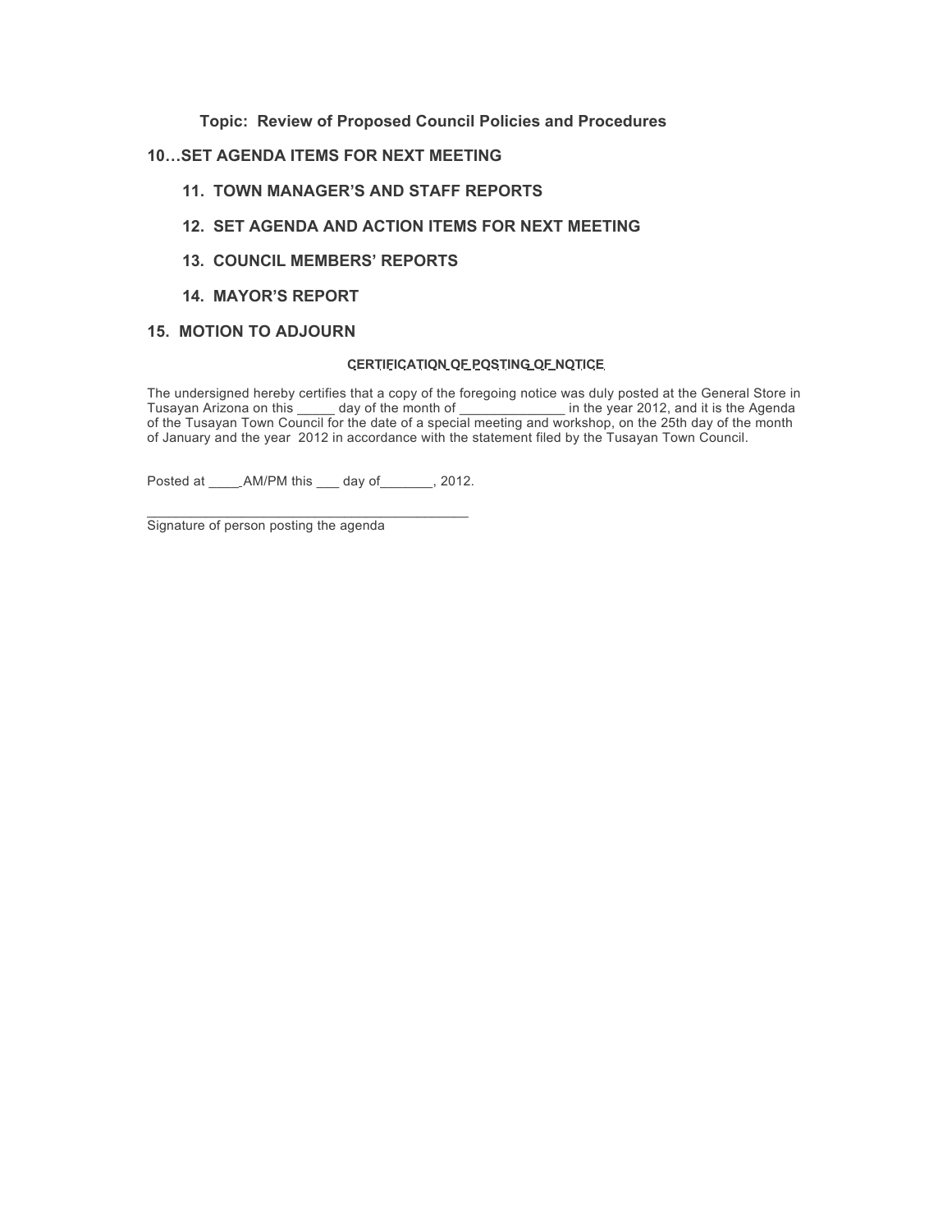**Topic: Review of Proposed Council Policies and Procedures**

**10…SET AGENDA ITEMS FOR NEXT MEETING**

**11. TOWN MANAGER'S AND STAFF REPORTS**

**12. SET AGENDA AND ACTION ITEMS FOR NEXT MEETING**

**13. COUNCIL MEMBERS' REPORTS**

**14. MAYOR'S REPORT**

**15. MOTION TO ADJOURN**

**CERTIFICATION OF POSTING OF NOTICE**

The undersigned hereby certifies that a copy of the foregoing notice was duly posted at the General Store in Tusayan Arizona on this _____ day of the month of ______________ in the year 2012, and it is the Agenda of the Tusayan Town Council for the date of a special meeting and workshop, on the 25th day of the month of January and the year 2012 in accordance with the statement filed by the Tusayan Town Council.

Posted at ____ AM/PM this ___ day of_______, 2012.

_____________________________________________

Signature of person posting the agenda